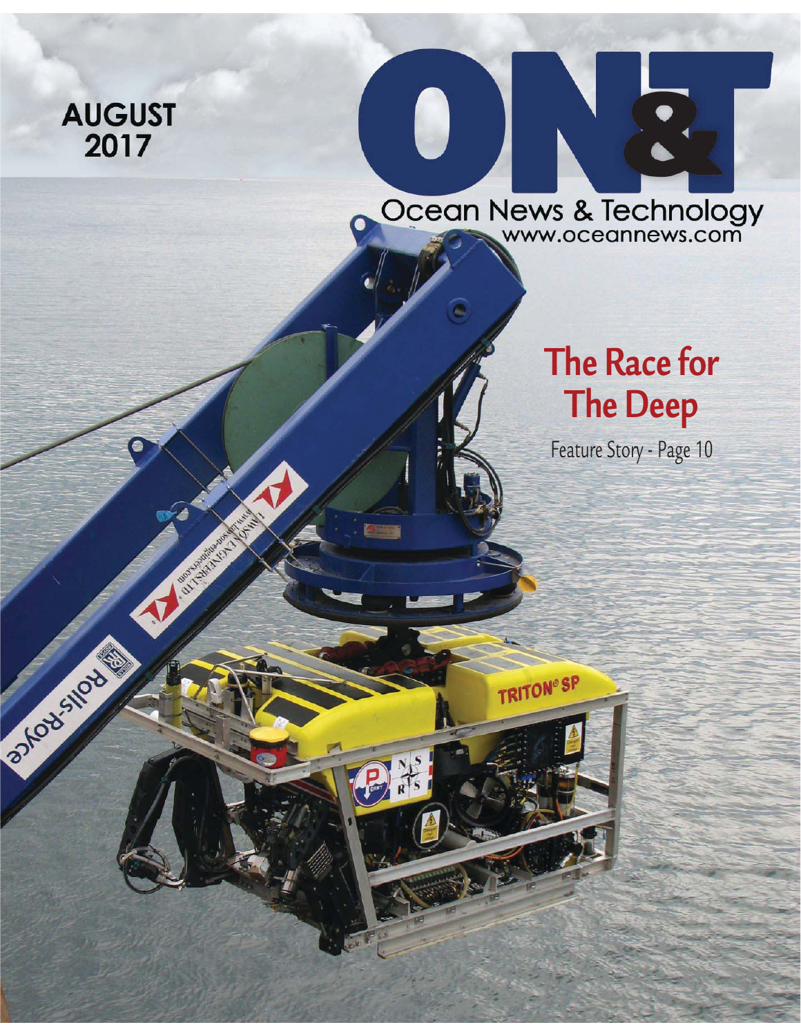AUGUST 2017

# ON&T

Ocean News & Technology
www.oceannews.com

## The Race for The Deep

Feature Story - Page 10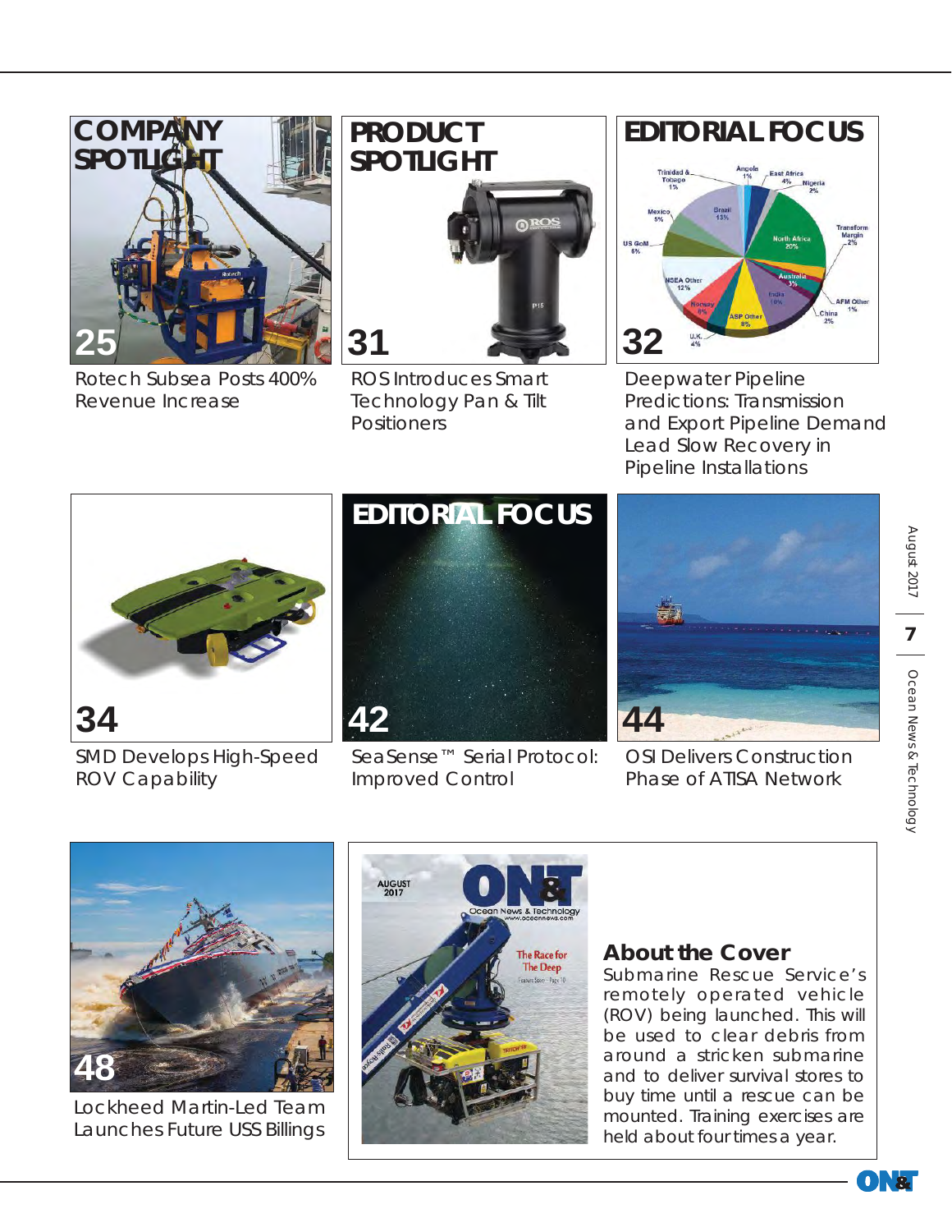**COMPANY SPOTLIGHT**

25

Rotech Subsea Posts 400% Revenue Increase

**PRODUCT SPOTLIGHT**

31

ROS Introduces Smart Technology Pan & Tilt Positioners

**EDITORIAL FOCUS**

32

Deepwater Pipeline Predictions: Transmission and Export Pipeline Demand Lead Slow Recovery in Pipeline Installations

34

SMD Develops High-Speed ROV Capability

**EDITORIAL FOCUS**

42

SeaSense™ Serial Protocol: Improved Control

44

OSI Delivers Construction Phase of ATISA Network

48

Lockheed Martin-Led Team Launches Future USS Billings

## About the Cover

Submarine Rescue Service's remotely operated vehicle (ROV) being launched. This will be used to clear debris from around a stricken submarine and to deliver survival stores to buy time until a rescue can be mounted. Training exercises are held about four times a year.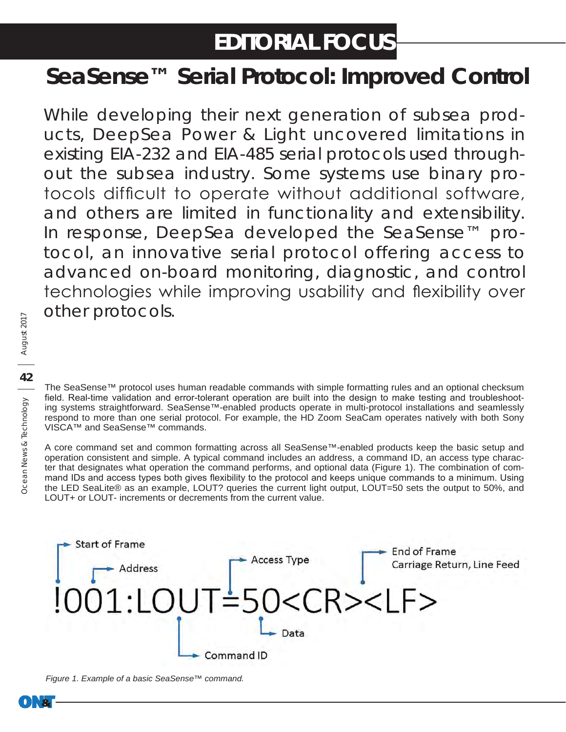## EDITORIAL FOCUS

# SeaSense™ Serial Protocol: Improved Control

While developing their next generation of subsea products, DeepSea Power & Light uncovered limitations in existing EIA-232 and EIA-485 serial protocols used throughout the subsea industry. Some systems use binary protocols difficult to operate without additional software, and others are limited in functionality and extensibility. In response, DeepSea developed the SeaSense™ protocol, an innovative serial protocol offering access to advanced on-board monitoring, diagnostic, and control technologies while improving usability and flexibility over other protocols.

The SeaSense™ protocol uses human readable commands with simple formatting rules and an optional checksum field. Real-time validation and error-tolerant operation are built into the design to make testing and troubleshooting systems straightforward. SeaSense™-enabled products operate in multi-protocol installations and seamlessly respond to more than one serial protocol. For example, the HD Zoom SeaCam operates natively with both Sony VISCA™ and SeaSense™ commands.

A core command set and common formatting across all SeaSense™-enabled products keep the basic setup and operation consistent and simple. A typical command includes an address, a command ID, an access type character that designates what operation the command performs, and optional data (Figure 1). The combination of command IDs and access types both gives flexibility to the protocol and keeps unique commands to a minimum. Using the LED SeaLite® as an example, LOUT? queries the current light output, LOUT=50 sets the output to 50%, and LOUT+ or LOUT- increments or decrements from the current value.

```
!001:LOUT=50<CR><LF>
```

- Start of Frame: `!`
- Address: `001`
- Command ID: `LOUT`
- Access Type: `=`
- Data: `50`
- End of Frame: Carriage Return, Line Feed (`<CR><LF>`)

*Figure 1. Example of a basic SeaSense™ command.*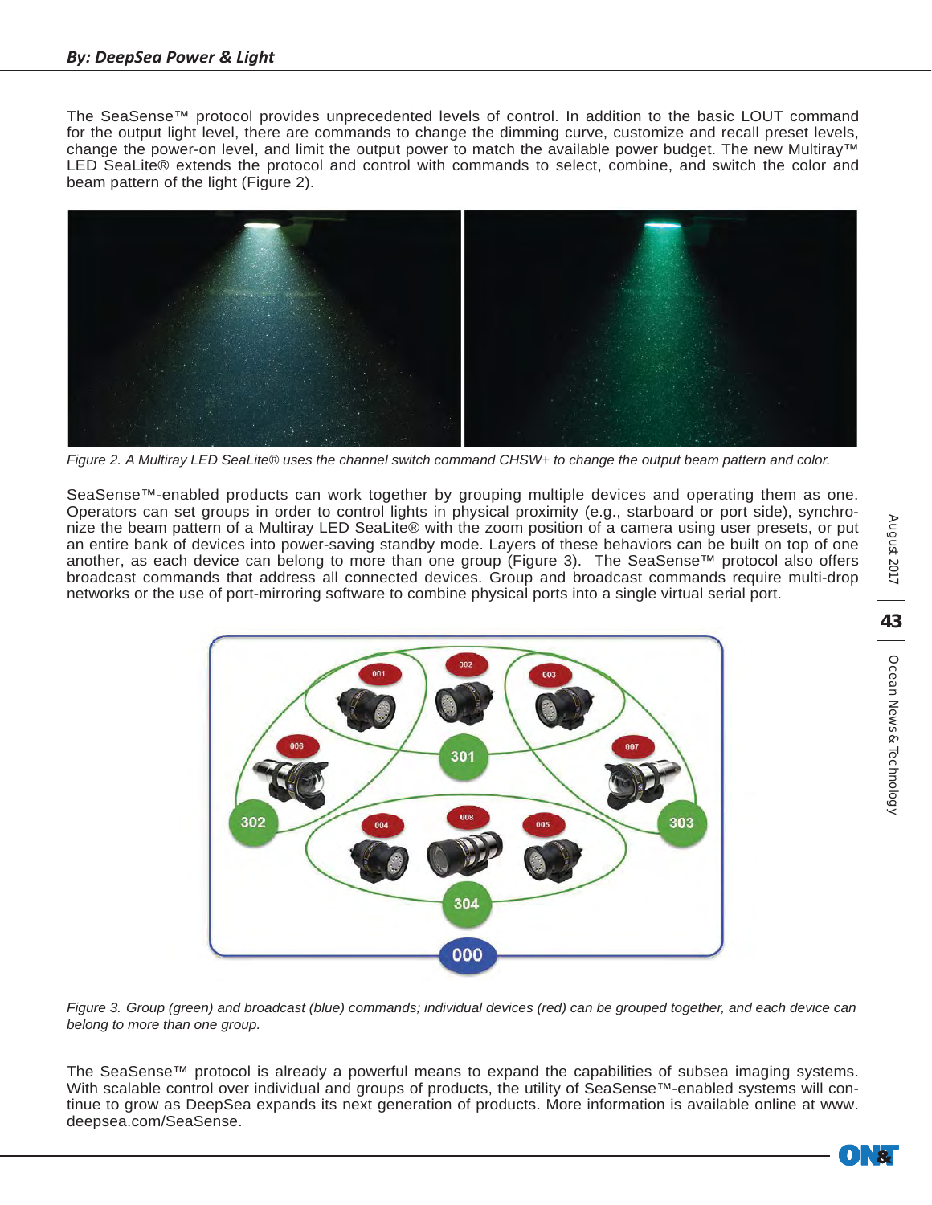The SeaSense™ protocol provides unprecedented levels of control. In addition to the basic LOUT command for the output light level, there are commands to change the dimming curve, customize and recall preset levels, change the power-on level, and limit the output power to match the available power budget. The new Multiray™ LED SeaLite® extends the protocol and control with commands to select, combine, and switch the color and beam pattern of the light (Figure 2).

*Figure 2. A Multiray LED SeaLite® uses the channel switch command CHSW+ to change the output beam pattern and color.*

SeaSense™-enabled products can work together by grouping multiple devices and operating them as one. Operators can set groups in order to control lights in physical proximity (e.g., starboard or port side), synchronize the beam pattern of a Multiray LED SeaLite® with the zoom position of a camera using user presets, or put an entire bank of devices into power-saving standby mode. Layers of these behaviors can be built on top of one another, as each device can belong to more than one group (Figure 3). The SeaSense™ protocol also offers broadcast commands that address all connected devices. Group and broadcast commands require multi-drop networks or the use of port-mirroring software to combine physical ports into a single virtual serial port.

001
002
003
006
301
007
302
004
008
005
303
304
000

*Figure 3. Group (green) and broadcast (blue) commands; individual devices (red) can be grouped together, and each device can belong to more than one group.*

The SeaSense™ protocol is already a powerful means to expand the capabilities of subsea imaging systems. With scalable control over individual and groups of products, the utility of SeaSense™-enabled systems will continue to grow as DeepSea expands its next generation of products. More information is available online at www.deepsea.com/SeaSense.